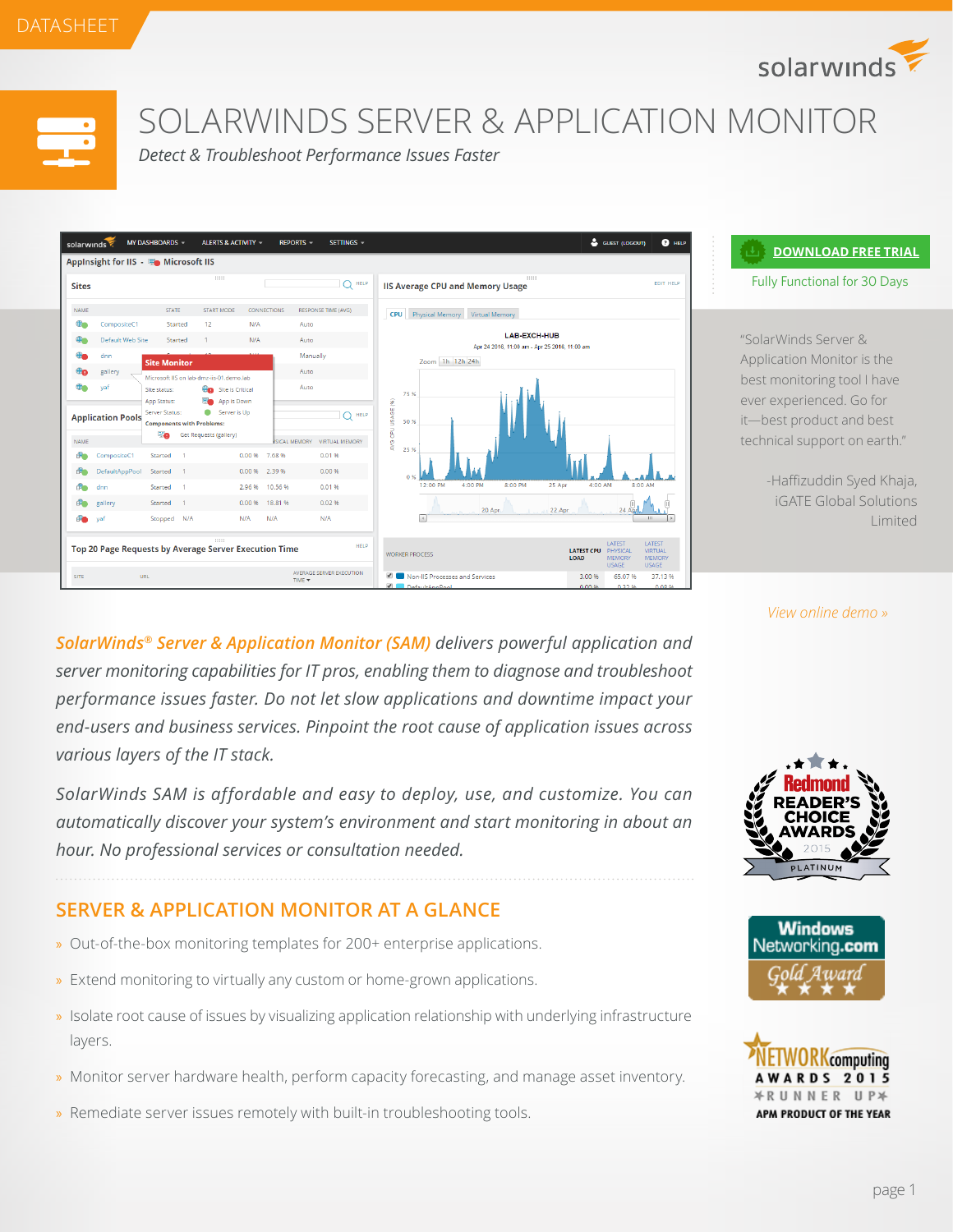DATASHEET

# SOLARWINDS SERVER & APPLICATION MONITOR

*Detect & Troubleshoot Performance Issues Faster*

**DOWNLOAD FREE TRIAL**

Fully Functional for 30 Days

"SolarWinds Server & Application Monitor is the best monitoring tool I have ever experienced. Go for it—best product and best technical support on earth."

-Haffizuddin Syed Khaja, iGATE Global Solutions Limited

*View online demo »*

*SolarWinds® Server & Application Monitor (SAM) delivers powerful application and server monitoring capabilities for IT pros, enabling them to diagnose and troubleshoot performance issues faster. Do not let slow applications and downtime impact your end-users and business services. Pinpoint the root cause of application issues across various layers of the IT stack.*

*SolarWinds SAM is affordable and easy to deploy, use, and customize. You can automatically discover your system's environment and start monitoring in about an hour. No professional services or consultation needed.*

## SERVER & APPLICATION MONITOR AT A GLANCE

- Out-of-the-box monitoring templates for 200+ enterprise applications.
- Extend monitoring to virtually any custom or home-grown applications.
- Isolate root cause of issues by visualizing application relationship with underlying infrastructure layers.
- Monitor server hardware health, perform capacity forecasting, and manage asset inventory.
- Remediate server issues remotely with built-in troubleshooting tools.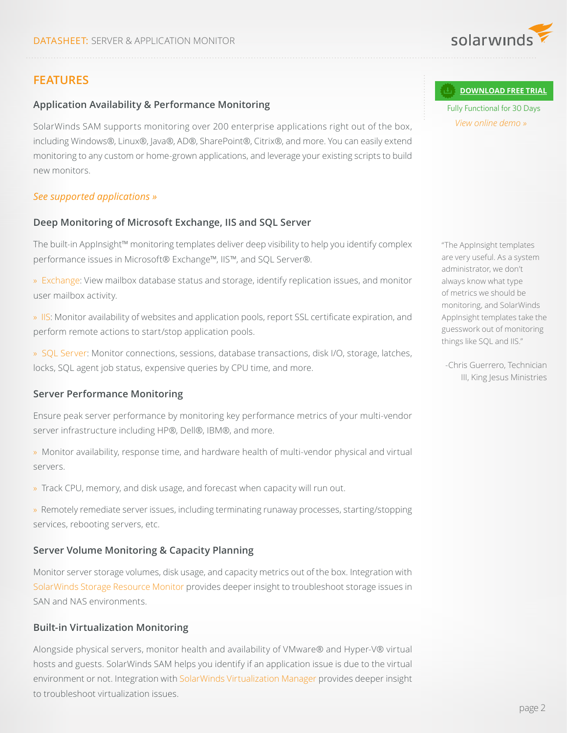## FEATURES

### Application Availability & Performance Monitoring

SolarWinds SAM supports monitoring over 200 enterprise applications right out of the box, including Windows®, Linux®, Java®, AD®, SharePoint®, Citrix®, and more. You can easily extend monitoring to any custom or home-grown applications, and leverage your existing scripts to build new monitors.

*See supported applications »*

### Deep Monitoring of Microsoft Exchange, IIS and SQL Server

The built-in AppInsight™ monitoring templates deliver deep visibility to help you identify complex performance issues in Microsoft® Exchange™, IIS™, and SQL Server®.

» Exchange: View mailbox database status and storage, identify replication issues, and monitor user mailbox activity.

» IIS: Monitor availability of websites and application pools, report SSL certificate expiration, and perform remote actions to start/stop application pools.

» SQL Server: Monitor connections, sessions, database transactions, disk I/O, storage, latches, locks, SQL agent job status, expensive queries by CPU time, and more.

### Server Performance Monitoring

Ensure peak server performance by monitoring key performance metrics of your multi-vendor server infrastructure including HP®, Dell®, IBM®, and more.

» Monitor availability, response time, and hardware health of multi-vendor physical and virtual servers.

» Track CPU, memory, and disk usage, and forecast when capacity will run out.

» Remotely remediate server issues, including terminating runaway processes, starting/stopping services, rebooting servers, etc.

### Server Volume Monitoring & Capacity Planning

Monitor server storage volumes, disk usage, and capacity metrics out of the box. Integration with SolarWinds Storage Resource Monitor provides deeper insight to troubleshoot storage issues in SAN and NAS environments.

### Built-in Virtualization Monitoring

Alongside physical servers, monitor health and availability of VMware® and Hyper-V® virtual hosts and guests. SolarWinds SAM helps you identify if an application issue is due to the virtual environment or not. Integration with SolarWinds Virtualization Manager provides deeper insight to troubleshoot virtualization issues.

**DOWNLOAD FREE TRIAL**

Fully Functional for 30 Days

*View online demo »*

"The AppInsight templates are very useful. As a system administrator, we don't always know what type of metrics we should be monitoring, and SolarWinds AppInsight templates take the guesswork out of monitoring things like SQL and IIS."

-Chris Guerrero, Technician III, King Jesus Ministries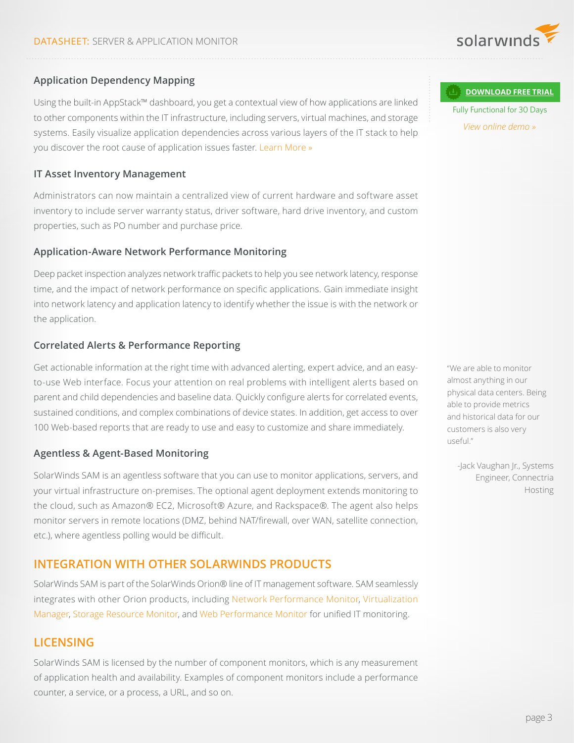### Application Dependency Mapping

Using the built-in AppStack™ dashboard, you get a contextual view of how applications are linked to other components within the IT infrastructure, including servers, virtual machines, and storage systems. Easily visualize application dependencies across various layers of the IT stack to help you discover the root cause of application issues faster. Learn More »

### IT Asset Inventory Management

Administrators can now maintain a centralized view of current hardware and software asset inventory to include server warranty status, driver software, hard drive inventory, and custom properties, such as PO number and purchase price.

### Application-Aware Network Performance Monitoring

Deep packet inspection analyzes network traffic packets to help you see network latency, response time, and the impact of network performance on specific applications. Gain immediate insight into network latency and application latency to identify whether the issue is with the network or the application.

### Correlated Alerts & Performance Reporting

Get actionable information at the right time with advanced alerting, expert advice, and an easy-to-use Web interface. Focus your attention on real problems with intelligent alerts based on parent and child dependencies and baseline data. Quickly configure alerts for correlated events, sustained conditions, and complex combinations of device states. In addition, get access to over 100 Web-based reports that are ready to use and easy to customize and share immediately.

### Agentless & Agent-Based Monitoring

SolarWinds SAM is an agentless software that you can use to monitor applications, servers, and your virtual infrastructure on-premises. The optional agent deployment extends monitoring to the cloud, such as Amazon® EC2, Microsoft® Azure, and Rackspace®. The agent also helps monitor servers in remote locations (DMZ, behind NAT/firewall, over WAN, satellite connection, etc.), where agentless polling would be difficult.

## INTEGRATION WITH OTHER SOLARWINDS PRODUCTS

SolarWinds SAM is part of the SolarWinds Orion® line of IT management software. SAM seamlessly integrates with other Orion products, including Network Performance Monitor, Virtualization Manager, Storage Resource Monitor, and Web Performance Monitor for unified IT monitoring.

## LICENSING

SolarWinds SAM is licensed by the number of component monitors, which is any measurement of application health and availability. Examples of component monitors include a performance counter, a service, or a process, a URL, and so on.

**DOWNLOAD FREE TRIAL**

Fully Functional for 30 Days

*View online demo »*

"We are able to monitor almost anything in our physical data centers. Being able to provide metrics and historical data for our customers is also very useful."

-Jack Vaughan Jr., Systems Engineer, Connectria Hosting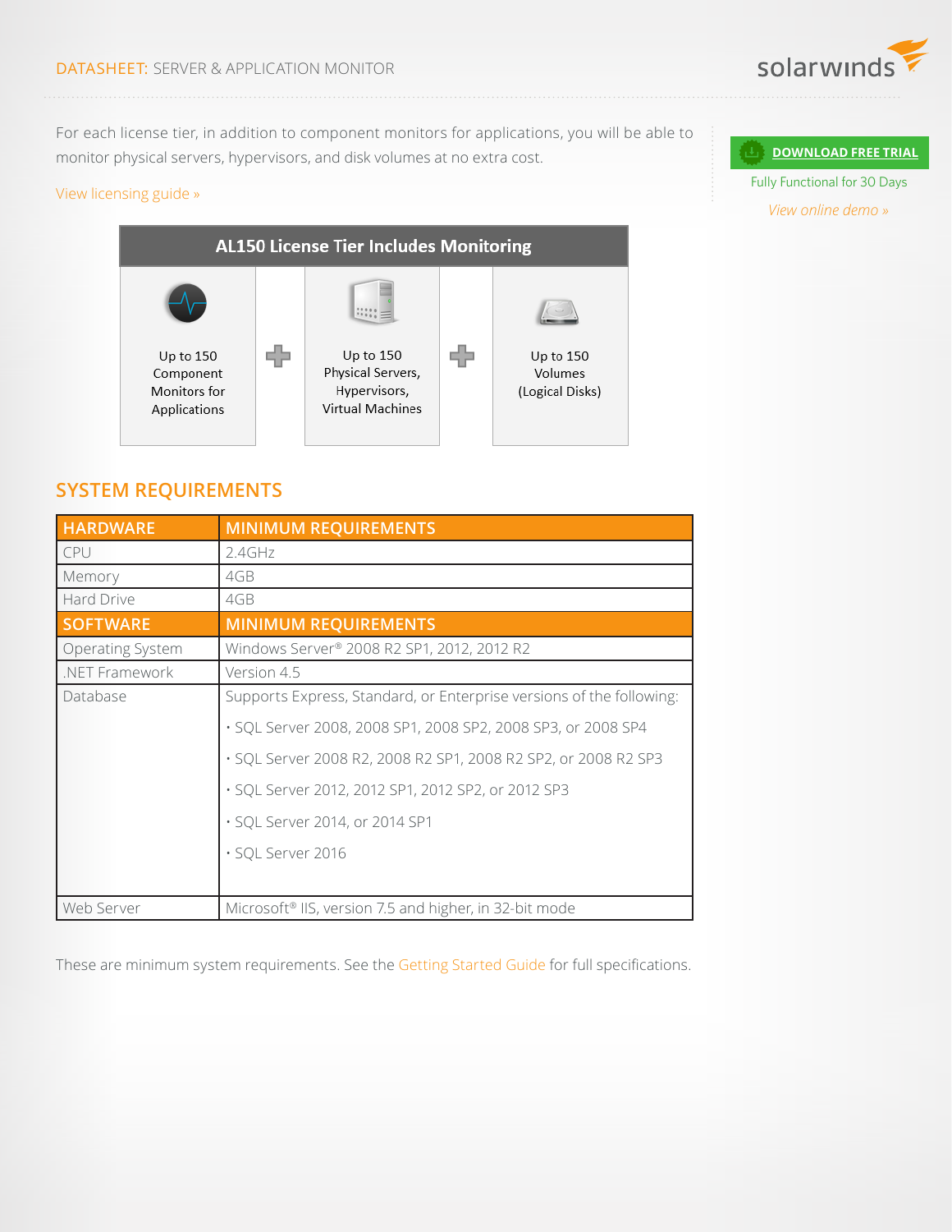For each license tier, in addition to component monitors for applications, you will be able to monitor physical servers, hypervisors, and disk volumes at no extra cost.

View licensing guide »

DOWNLOAD FREE TRIAL

Fully Functional for 30 Days

View online demo »

| AL150 License Tier Includes Monitoring | | | | |
|---|---|---|---|---|
| Up to 150 Component Monitors for Applications | + | Up to 150 Physical Servers, Hypervisors, Virtual Machines | + | Up to 150 Volumes (Logical Disks) |

## SYSTEM REQUIREMENTS

| HARDWARE | MINIMUM REQUIREMENTS |
|---|---|
| CPU | 2.4GHz |
| Memory | 4GB |
| Hard Drive | 4GB |
| **SOFTWARE** | **MINIMUM REQUIREMENTS** |
| Operating System | Windows Server® 2008 R2 SP1, 2012, 2012 R2 |
| .NET Framework | Version 4.5 |
| Database | Supports Express, Standard, or Enterprise versions of the following:<br>• SQL Server 2008, 2008 SP1, 2008 SP2, 2008 SP3, or 2008 SP4<br>• SQL Server 2008 R2, 2008 R2 SP1, 2008 R2 SP2, or 2008 R2 SP3<br>• SQL Server 2012, 2012 SP1, 2012 SP2, or 2012 SP3<br>• SQL Server 2014, or 2014 SP1<br>• SQL Server 2016 |
| Web Server | Microsoft® IIS, version 7.5 and higher, in 32-bit mode |

These are minimum system requirements. See the Getting Started Guide for full specifications.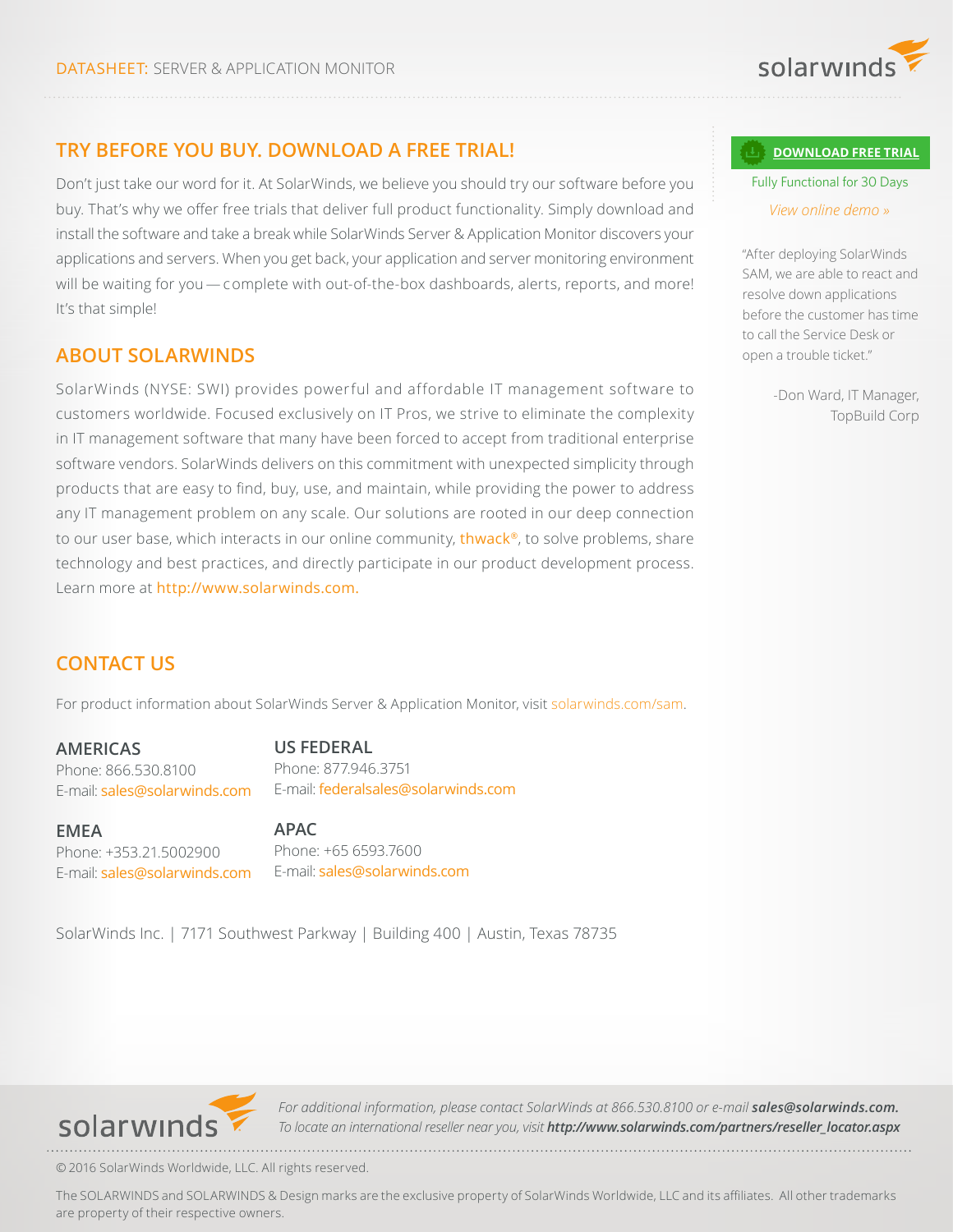## TRY BEFORE YOU BUY. DOWNLOAD A FREE TRIAL!

Don't just take our word for it. At SolarWinds, we believe you should try our software before you buy. That's why we offer free trials that deliver full product functionality. Simply download and install the software and take a break while SolarWinds Server & Application Monitor discovers your applications and servers. When you get back, your application and server monitoring environment will be waiting for you — complete with out-of-the-box dashboards, alerts, reports, and more! It's that simple!

**DOWNLOAD FREE TRIAL**

Fully Functional for 30 Days

*View online demo »*

"After deploying SolarWinds SAM, we are able to react and resolve down applications before the customer has time to call the Service Desk or open a trouble ticket."

-Don Ward, IT Manager, TopBuild Corp

## ABOUT SOLARWINDS

SolarWinds (NYSE: SWI) provides powerful and affordable IT management software to customers worldwide. Focused exclusively on IT Pros, we strive to eliminate the complexity in IT management software that many have been forced to accept from traditional enterprise software vendors. SolarWinds delivers on this commitment with unexpected simplicity through products that are easy to find, buy, use, and maintain, while providing the power to address any IT management problem on any scale. Our solutions are rooted in our deep connection to our user base, which interacts in our online community, thwack®, to solve problems, share technology and best practices, and directly participate in our product development process. Learn more at http://www.solarwinds.com.

## CONTACT US

For product information about SolarWinds Server & Application Monitor, visit solarwinds.com/sam.

**AMERICAS**
Phone: 866.530.8100
E-mail: sales@solarwinds.com

**US FEDERAL**
Phone: 877.946.3751
E-mail: federalsales@solarwinds.com

**EMEA**
Phone: +353.21.5002900
E-mail: sales@solarwinds.com

**APAC**
Phone: +65 6593.7600
E-mail: sales@solarwinds.com

SolarWinds Inc. | 7171 Southwest Parkway | Building 400 | Austin, Texas 78735

*For additional information, please contact SolarWinds at 866.530.8100 or e-mail **sales@solarwinds.com.***
*To locate an international reseller near you, visit **http://www.solarwinds.com/partners/reseller_locator.aspx***

© 2016 SolarWinds Worldwide, LLC. All rights reserved.

The SOLARWINDS and SOLARWINDS & Design marks are the exclusive property of SolarWinds Worldwide, LLC and its affiliates. All other trademarks are property of their respective owners.